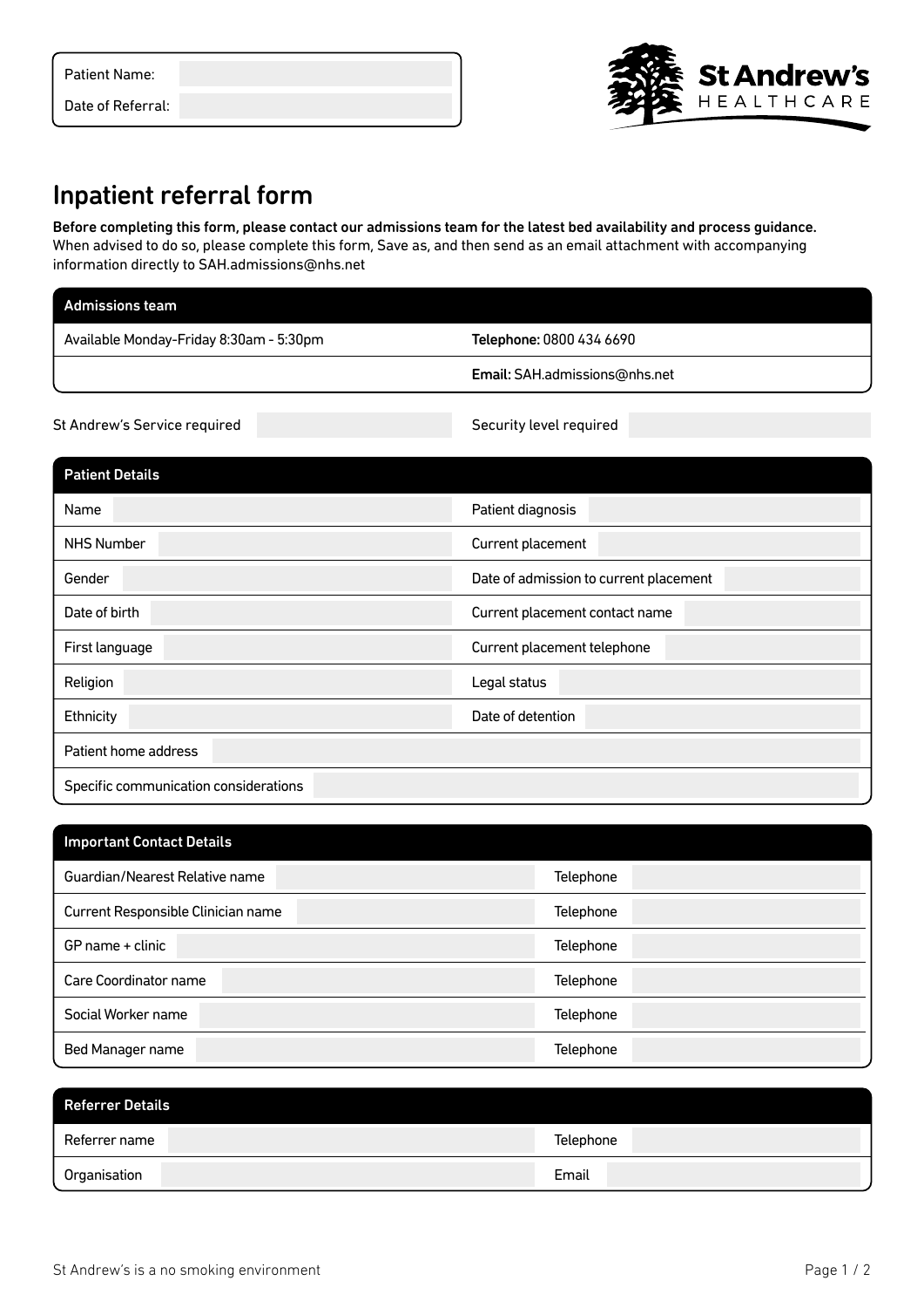| Patient Name: | |
|---|---|
| Date of Referral: | |

St Andrew's HEALTHCARE

# Inpatient referral form

**Before completing this form, please contact our admissions team for the latest bed availability and process guidance.** When advised to do so, please complete this form, Save as, and then send as an email attachment with accompanying information directly to SAH.admissions@nhs.net

| Admissions team | |
|---|---|
| Available Monday-Friday 8:30am - 5:30pm | **Telephone:** 0800 434 6690 |
| | **Email:** SAH.admissions@nhs.net |

| St Andrew's Service required | | Security level required | |
|---|---|---|---|

| Patient Details | | | |
|---|---|---|---|
| Name | | Patient diagnosis | |
| NHS Number | | Current placement | |
| Gender | | Date of admission to current placement | |
| Date of birth | | Current placement contact name | |
| First language | | Current placement telephone | |
| Religion | | Legal status | |
| Ethnicity | | Date of detention | |
| Patient home address | | | |
| Specific communication considerations | | | |

| Important Contact Details | | | |
|---|---|---|---|
| Guardian/Nearest Relative name | | Telephone | |
| Current Responsible Clinician name | | Telephone | |
| GP name + clinic | | Telephone | |
| Care Coordinator name | | Telephone | |
| Social Worker name | | Telephone | |
| Bed Manager name | | Telephone | |

| Referrer Details | | | |
|---|---|---|---|
| Referrer name | | Telephone | |
| Organisation | | Email | |

St Andrew's is a no smoking environment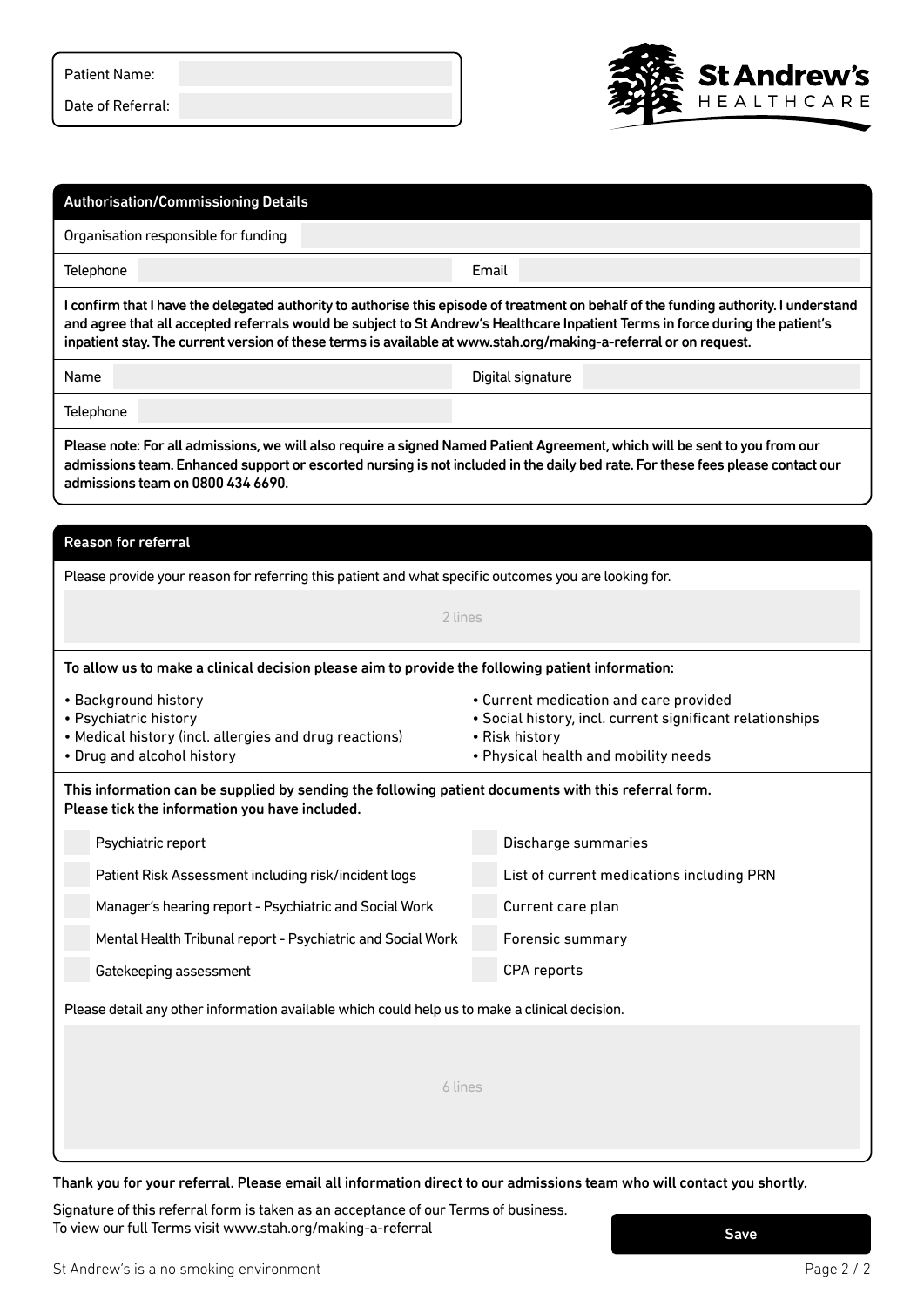Patient Name:

Date of Referral:

St Andrew's HEALTHCARE

## Authorisation/Commissioning Details

Organisation responsible for funding

Telephone | Email

**I confirm that I have the delegated authority to authorise this episode of treatment on behalf of the funding authority. I understand and agree that all accepted referrals would be subject to St Andrew's Healthcare Inpatient Terms in force during the patient's inpatient stay. The current version of these terms is available at www.stah.org/making-a-referral or on request.**

Name | Digital signature

Telephone

**Please note: For all admissions, we will also require a signed Named Patient Agreement, which will be sent to you from our admissions team. Enhanced support or escorted nursing is not included in the daily bed rate. For these fees please contact our admissions team on 0800 434 6690.**

## Reason for referral

Please provide your reason for referring this patient and what specific outcomes you are looking for.

2 lines

**To allow us to make a clinical decision please aim to provide the following patient information:**

- Background history
- Psychiatric history
- Medical history (incl. allergies and drug reactions)
- Drug and alcohol history
- Current medication and care provided
- Social history, incl. current significant relationships
- Risk history
- Physical health and mobility needs

**This information can be supplied by sending the following patient documents with this referral form. Please tick the information you have included.**

- [ ] Psychiatric report
- [ ] Patient Risk Assessment including risk/incident logs
- [ ] Manager's hearing report - Psychiatric and Social Work
- [ ] Mental Health Tribunal report - Psychiatric and Social Work
- [ ] Gatekeeping assessment
- [ ] Discharge summaries
- [ ] List of current medications including PRN
- [ ] Current care plan
- [ ] Forensic summary
- [ ] CPA reports

Please detail any other information available which could help us to make a clinical decision.

6 lines

**Thank you for your referral. Please email all information direct to our admissions team who will contact you shortly.**

Signature of this referral form is taken as an acceptance of our Terms of business.
To view our full Terms visit www.stah.org/making-a-referral

Save

St Andrew's is a no smoking environment